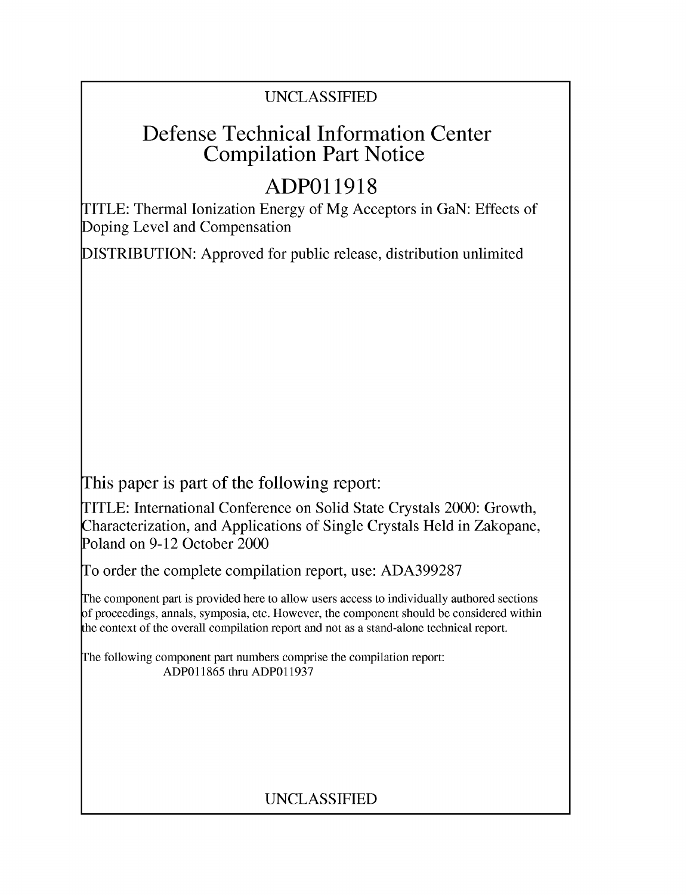UNCLASSIFIED

# Defense Technical Information Center Compilation Part Notice

# ADP011918

TITLE: Thermal Ionization Energy of Mg Acceptors in GaN: Effects of Doping Level and Compensation

DISTRIBUTION: Approved for public release, distribution unlimited

This paper is part of the following report:

TITLE: International Conference on Solid State Crystals 2000: Growth, Characterization, and Applications of Single Crystals Held in Zakopane, Poland on 9-12 October 2000

To order the complete compilation report, use: ADA399287

The component part is provided here to allow users access to individually authored sections of proceedings, annals, symposia, etc. However, the component should be considered within the context of the overall compilation report and not as a stand-alone technical report.

The following component part numbers comprise the compilation report:
ADP011865 thru ADP011937

UNCLASSIFIED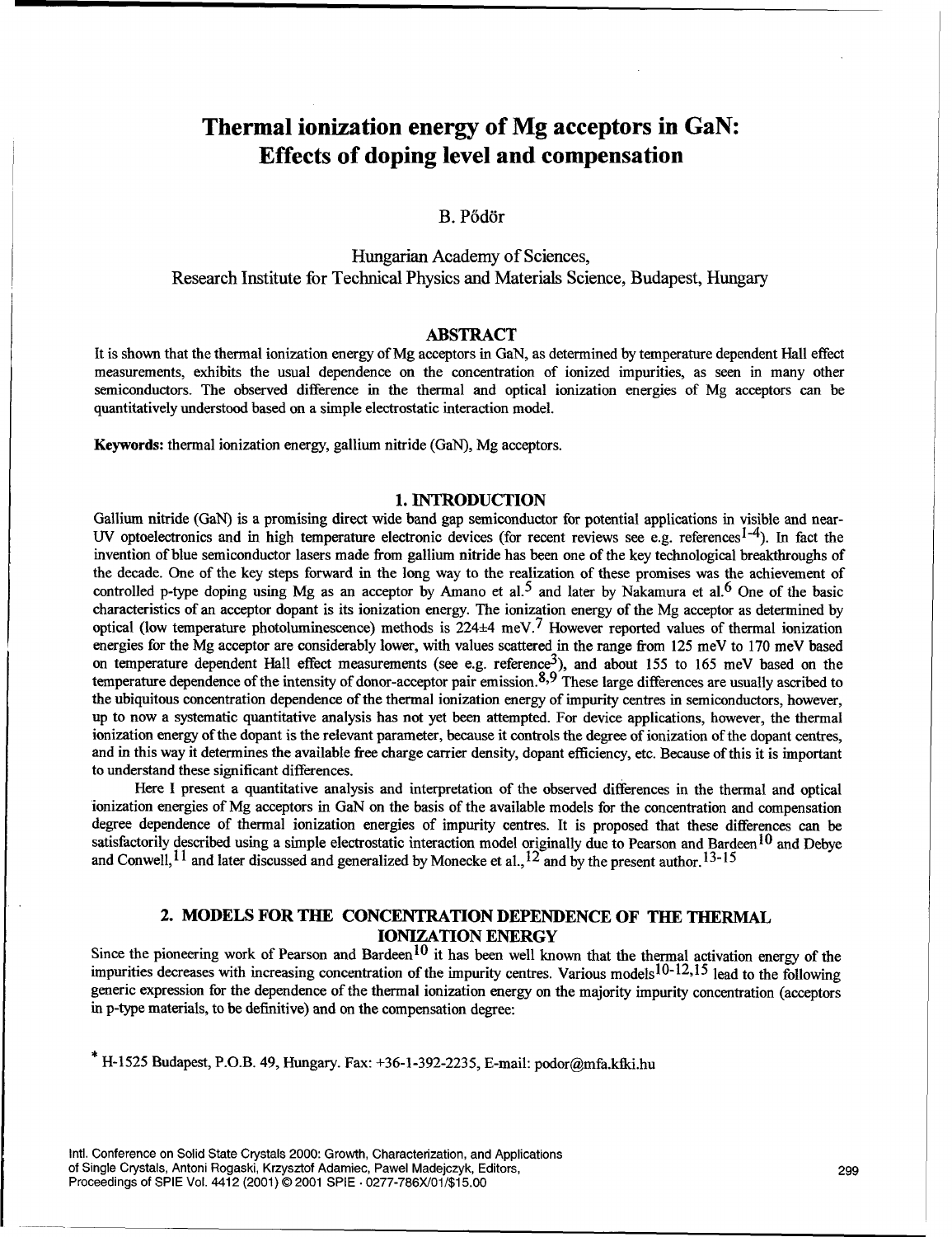# Thermal ionization energy of Mg acceptors in GaN: Effects of doping level and compensation

B. Pődör

Hungarian Academy of Sciences,
Research Institute for Technical Physics and Materials Science, Budapest, Hungary

## ABSTRACT

It is shown that the thermal ionization energy of Mg acceptors in GaN, as determined by temperature dependent Hall effect measurements, exhibits the usual dependence on the concentration of ionized impurities, as seen in many other semiconductors. The observed difference in the thermal and optical ionization energies of Mg acceptors can be quantitatively understood based on a simple electrostatic interaction model.

**Keywords:** thermal ionization energy, gallium nitride (GaN), Mg acceptors.

## 1. INTRODUCTION

Gallium nitride (GaN) is a promising direct wide band gap semiconductor for potential applications in visible and near-UV optoelectronics and in high temperature electronic devices (for recent reviews see e.g. references[1-4]). In fact the invention of blue semiconductor lasers made from gallium nitride has been one of the key technological breakthroughs of the decade. One of the key steps forward in the long way to the realization of these promises was the achievement of controlled p-type doping using Mg as an acceptor by Amano et al.[5] and later by Nakamura et al.[6] One of the basic characteristics of an acceptor dopant is its ionization energy. The ionization energy of the Mg acceptor as determined by optical (low temperature photoluminescence) methods is 224±4 meV.[7] However reported values of thermal ionization energies for the Mg acceptor are considerably lower, with values scattered in the range from 125 meV to 170 meV based on temperature dependent Hall effect measurements (see e.g. reference[3]), and about 155 to 165 meV based on the temperature dependence of the intensity of donor-acceptor pair emission.[8,9] These large differences are usually ascribed to the ubiquitous concentration dependence of the thermal ionization energy of impurity centres in semiconductors, however, up to now a systematic quantitative analysis has not yet been attempted. For device applications, however, the thermal ionization energy of the dopant is the relevant parameter, because it controls the degree of ionization of the dopant centres, and in this way it determines the available free charge carrier density, dopant efficiency, etc. Because of this it is important to understand these significant differences.

Here I present a quantitative analysis and interpretation of the observed differences in the thermal and optical ionization energies of Mg acceptors in GaN on the basis of the available models for the concentration and compensation degree dependence of thermal ionization energies of impurity centres. It is proposed that these differences can be satisfactorily described using a simple electrostatic interaction model originally due to Pearson and Bardeen[10] and Debye and Conwell,[11] and later discussed and generalized by Monecke et al.,[12] and by the present author.[13-15]

## 2. MODELS FOR THE CONCENTRATION DEPENDENCE OF THE THERMAL IONIZATION ENERGY

Since the pioneering work of Pearson and Bardeen[10] it has been well known that the thermal activation energy of the impurities decreases with increasing concentration of the impurity centres. Various models[10-12,15] lead to the following generic expression for the dependence of the thermal ionization energy on the majority impurity concentration (acceptors in p-type materials, to be definitive) and on the compensation degree:

* H-1525 Budapest, P.O.B. 49, Hungary. Fax: +36-1-392-2235, E-mail: podor@mfa.kfki.hu

Intl. Conference on Solid State Crystals 2000: Growth, Characterization, and Applications of Single Crystals, Antoni Rogaski, Krzysztof Adamiec, Pawel Madejczyk, Editors, Proceedings of SPIE Vol. 4412 (2001) © 2001 SPIE · 0277-786X/01/$15.00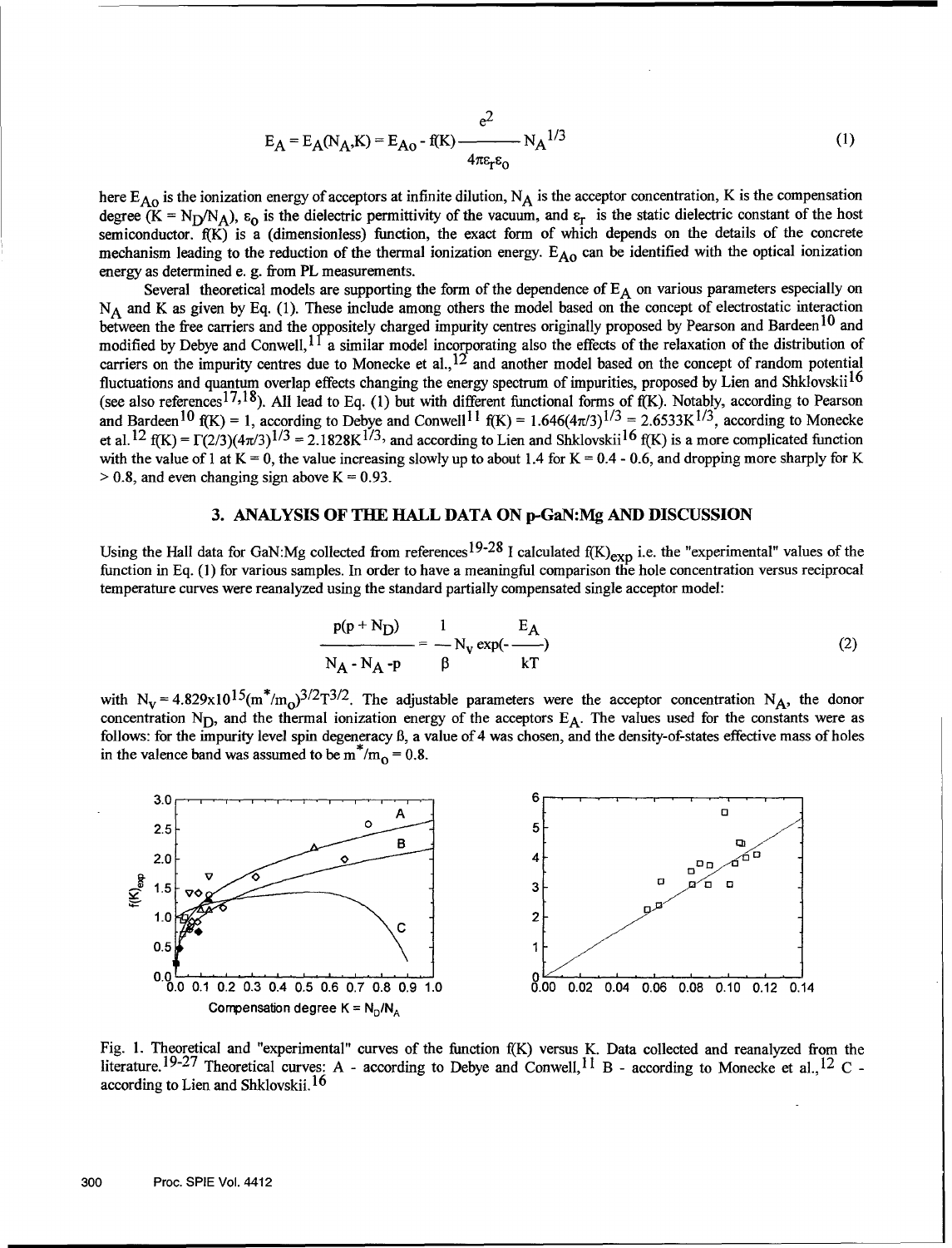$$E_A = E_A(N_A,K) = E_{Ao} - f(K)\frac{e^2}{4\pi\varepsilon_r\varepsilon_o}N_A^{1/3} \tag{1}$$

here $E_{Ao}$ is the ionization energy of acceptors at infinite dilution, $N_A$ is the acceptor concentration, K is the compensation degree ($K = N_D/N_A$), $\varepsilon_o$ is the dielectric permittivity of the vacuum, and $\varepsilon_r$ is the static dielectric constant of the host semiconductor. f(K) is a (dimensionless) function, the exact form of which depends on the details of the concrete mechanism leading to the reduction of the thermal ionization energy. $E_{Ao}$ can be identified with the optical ionization energy as determined e. g. from PL measurements.

Several theoretical models are supporting the form of the dependence of $E_A$ on various parameters especially on $N_A$ and K as given by Eq. (1). These include among others the model based on the concept of electrostatic interaction between the free carriers and the oppositely charged impurity centres originally proposed by Pearson and Bardeen[10] and modified by Debye and Conwell,[11] a similar model incorporating also the effects of the relaxation of the distribution of carriers on the impurity centres due to Monecke et al.,[12] and another model based on the concept of random potential fluctuations and quantum overlap effects changing the energy spectrum of impurities, proposed by Lien and Shklovskii[16] (see also references[17,18]). All lead to Eq. (1) but with different functional forms of f(K). Notably, according to Pearson and Bardeen[10] f(K) = 1, according to Debye and Conwell[11] $f(K) = 1.646(4\pi/3)^{1/3} = 2.6533K^{1/3}$, according to Monecke et al.[12] $f(K) = \Gamma(2/3)(4\pi/3)^{1/3} = 2.1828K^{1/3}$, and according to Lien and Shklovskii[16] f(K) is a more complicated function with the value of 1 at K = 0, the value increasing slowly up to about 1.4 for K = 0.4 - 0.6, and dropping more sharply for K > 0.8, and even changing sign above K = 0.93.

## 3. ANALYSIS OF THE HALL DATA ON p-GaN:Mg AND DISCUSSION

Using the Hall data for GaN:Mg collected from references[19-28] I calculated $f(K)_{exp}$ i.e. the "experimental" values of the function in Eq. (1) for various samples. In order to have a meaningful comparison the hole concentration versus reciprocal temperature curves were reanalyzed using the standard partially compensated single acceptor model:

$$\frac{p(p + N_D)}{N_A - N_A - p} = \frac{1}{\beta} N_v \exp(-\frac{E_A}{kT}) \tag{2}$$

with $N_v = 4.829\text{x}10^{15}(m^*/m_o)^{3/2}T^{3/2}$. The adjustable parameters were the acceptor concentration $N_A$, the donor concentration $N_D$, and the thermal ionization energy of the acceptors $E_A$. The values used for the constants were as follows: for the impurity level spin degeneracy β, a value of 4 was chosen, and the density-of-states effective mass of holes in the valence band was assumed to be $m^*/m_o = 0.8$.

Fig. 1. Theoretical and "experimental" curves of the function f(K) versus K. Data collected and reanalyzed from the literature.[19-27] Theoretical curves: A - according to Debye and Conwell,[11] B - according to Monecke et al.,[12] C - according to Lien and Shklovskii.[16]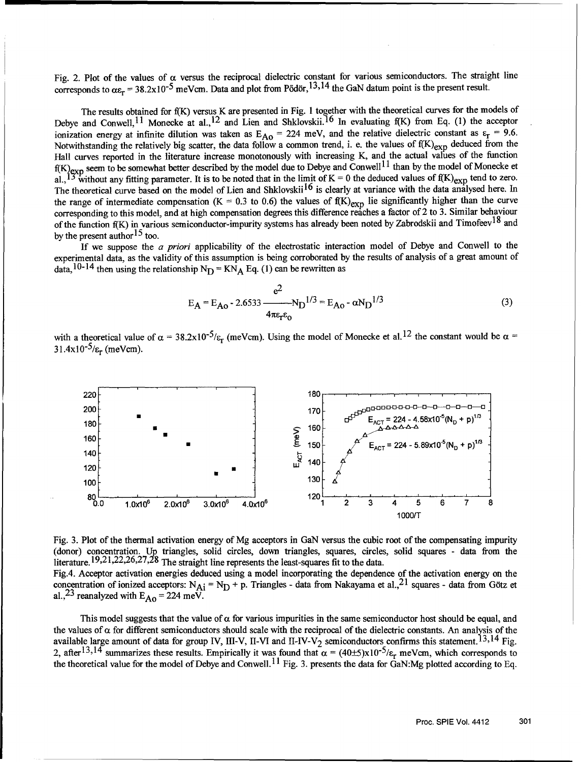Fig. 2. Plot of the values of $\alpha$ versus the reciprocal dielectric constant for various semiconductors. The straight line corresponds to $\alpha\varepsilon_r = 38.2\text{x}10^{-5}$ meVcm. Data and plot from Pődör,[13,14] the GaN datum point is the present result.

The results obtained for f(K) versus K are presented in Fig. 1 together with the theoretical curves for the models of Debye and Conwell,[11] Monecke at al.,[12] and Lien and Shklovskii.[16] In evaluating f(K) from Eq. (1) the acceptor ionization energy at infinite dilution was taken as $E_{Ao} = 224$ meV, and the relative dielectric constant as $\varepsilon_r = 9.6$. Notwithstanding the relatively big scatter, the data follow a common trend, i. e. the values of $f(K)_{exp}$ deduced from the Hall curves reported in the literature increase monotonously with increasing K, and the actual values of the function $f(K)_{exp}$ seem to be somewhat better described by the model due to Debye and Conwell[11] than by the model of Monecke et al.,[13] without any fitting parameter. It is to be noted that in the limit of K = 0 the deduced values of $f(K)_{exp}$ tend to zero. The theoretical curve based on the model of Lien and Shklovskii[16] is clearly at variance with the data analysed here. In the range of intermediate compensation (K = 0.3 to 0.6) the values of $f(K)_{exp}$ lie significantly higher than the curve corresponding to this model, and at high compensation degrees this difference reaches a factor of 2 to 3. Similar behaviour of the function f(K) in various semiconductor-impurity systems has already been noted by Zabrodskii and Timofeev[18] and by the present author[15] too.

If we suppose the *a priori* applicability of the electrostatic interaction model of Debye and Conwell to the experimental data, as the validity of this assumption is being corroborated by the results of analysis of a great amount of data,[10-14] then using the relationship $N_D = KN_A$ Eq. (1) can be rewritten as

$$E_A = E_{Ao} - 2.6533\frac{e^2}{4\pi\varepsilon_r\varepsilon_o}N_D^{1/3} = E_{Ao} - \alpha N_D^{1/3} \tag{3}$$

with a theoretical value of $\alpha = 38.2\text{x}10^{-5}/\varepsilon_r$ (meVcm). Using the model of Monecke et al.[12] the constant would be $\alpha = 31.4\text{x}10^{-5}/\varepsilon_r$ (meVcm).

Fig. 3. Plot of the thermal activation energy of Mg acceptors in GaN versus the cubic root of the compensating impurity (donor) concentration. Up triangles, solid circles, down triangles, squares, circles, solid squares - data from the literature.[19,21,22,26,27,28] The straight line represents the least-squares fit to the data.

Fig.4. Acceptor activation energies deduced using a model incorporating the dependence of the activation energy on the concentration of ionized acceptors: $N_{Ai} = N_D + p$. Triangles - data from Nakayama et al.,[21] squares - data from Götz et al.,[23] reanalyzed with $E_{Ao} = 224$ meV.

This model suggests that the value of $\alpha$ for various impurities in the same semiconductor host should be equal, and the values of $\alpha$ for different semiconductors should scale with the reciprocal of the dielectric constants. An analysis of the available large amount of data for group IV, III-V, II-VI and II-IV-$V_2$ semiconductors confirms this statement.[13,14] Fig. 2, after[13,14] summarizes these results. Empirically it was found that $\alpha = (40\pm5)\text{x}10^{-5}/\varepsilon_r$ meVcm, which corresponds to the theoretical value for the model of Debye and Conwell.[11] Fig. 3. presents the data for GaN:Mg plotted according to Eq.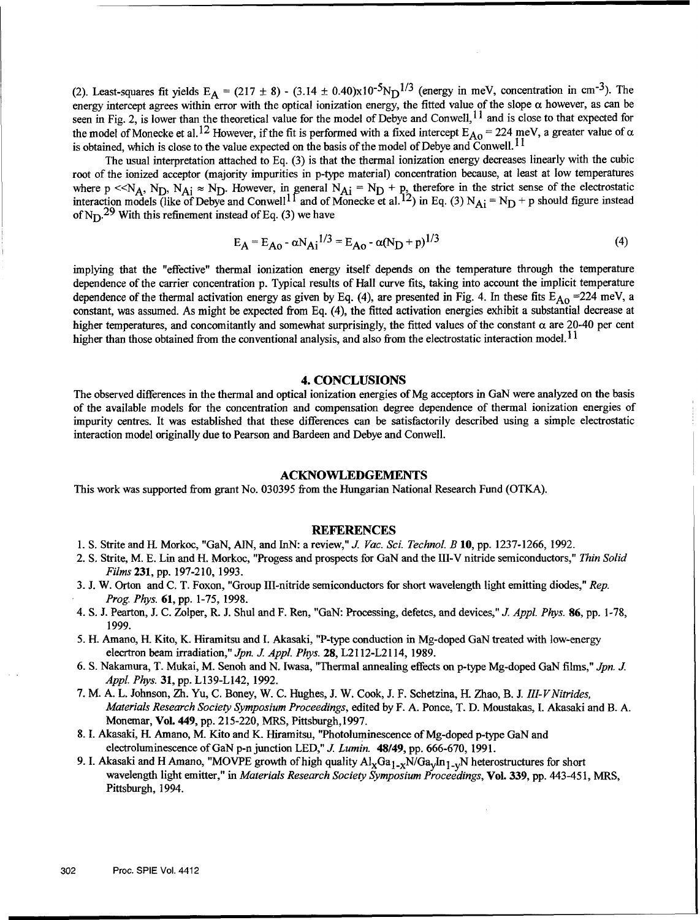(2). Least-squares fit yields $E_A = (217 \pm 8) - (3.14 \pm 0.40)\times10^{-5}N_D^{1/3}$ (energy in meV, concentration in $cm^{-3}$). The energy intercept agrees within error with the optical ionization energy, the fitted value of the slope $\alpha$ however, as can be seen in Fig. 2, is lower than the theoretical value for the model of Debye and Conwell,[11] and is close to that expected for the model of Monecke et al.[12] However, if the fit is performed with a fixed intercept $E_{Ao} = 224$ meV, a greater value of $\alpha$ is obtained, which is close to the value expected on the basis of the model of Debye and Conwell.[11]

The usual interpretation attached to Eq. (3) is that the thermal ionization energy decreases linearly with the cubic root of the ionized acceptor (majority impurities in p-type material) concentration because, at least at low temperatures where $p \ll N_A$, $N_D$, $N_{Ai} \approx N_D$. However, in general $N_{Ai} = N_D + p$, therefore in the strict sense of the electrostatic interaction models (like of Debye and Conwell[11] and of Monecke et al.[12]) in Eq. (3) $N_{Ai} = N_D + p$ should figure instead of $N_D$.[29] With this refinement instead of Eq. (3) we have

$$E_A = E_{Ao} - \alpha N_{Ai}^{1/3} = E_{Ao} - \alpha(N_D + p)^{1/3} \tag{4}$$

implying that the "effective" thermal ionization energy itself depends on the temperature through the temperature dependence of the carrier concentration p. Typical results of Hall curve fits, taking into account the implicit temperature dependence of the thermal activation energy as given by Eq. (4), are presented in Fig. 4. In these fits $E_{Ao}$ =224 meV, a constant, was assumed. As might be expected from Eq. (4), the fitted activation energies exhibit a substantial decrease at higher temperatures, and concomitantly and somewhat surprisingly, the fitted values of the constant $\alpha$ are 20-40 per cent higher than those obtained from the conventional analysis, and also from the electrostatic interaction model.[11]

## 4. CONCLUSIONS

The observed differences in the thermal and optical ionization energies of Mg acceptors in GaN were analyzed on the basis of the available models for the concentration and compensation degree dependence of thermal ionization energies of impurity centres. It was established that these differences can be satisfactorily described using a simple electrostatic interaction model originally due to Pearson and Bardeen and Debye and Conwell.

## ACKNOWLEDGEMENTS

This work was supported from grant No. 030395 from the Hungarian National Research Fund (OTKA).

## REFERENCES

1. S. Strite and H. Morkoc, "GaN, AlN, and InN: a review," *J. Vac. Sci. Technol. B* **10**, pp. 1237-1266, 1992.
2. S. Strite, M. E. Lin and H. Morkoc, "Progess and prospects for GaN and the III-V nitride semiconductors," *Thin Solid Films* **231**, pp. 197-210, 1993.
3. J. W. Orton and C. T. Foxon, "Group III-nitride semiconductors for short wavelength light emitting diodes," *Rep. Prog. Phys.* **61**, pp. 1-75, 1998.
4. S. J. Pearton, J. C. Zolper, R. J. Shul and F. Ren, "GaN: Processing, defetcs, and devices," *J. Appl. Phys.* **86**, pp. 1-78, 1999.
5. H. Amano, H. Kito, K. Hiramitsu and I. Akasaki, "P-type conduction in Mg-doped GaN treated with low-energy elecrtron beam irradiation," *Jpn. J. Appl. Phys.* **28**, L2112-L2114, 1989.
6. S. Nakamura, T. Mukai, M. Senoh and N. Iwasa, "Thermal annealing effects on p-type Mg-doped GaN films," *Jpn. J. Appl. Phys.* **31**, pp. L139-L142, 1992.
7. M. A. L. Johnson, Zh. Yu, C. Boney, W. C. Hughes, J. W. Cook, J. F. Schetzina, H. Zhao, B. J. *III-V Nitrides, Materials Research Society Symposium Proceedings*, edited by F. A. Ponce, T. D. Moustakas, I. Akasaki and B. A. Monemar, **Vol. 449**, pp. 215-220, MRS, Pittsburgh,1997.
8. I. Akasaki, H. Amano, M. Kito and K. Hiramitsu, "Photoluminescence of Mg-doped p-type GaN and electroluminescence of GaN p-n junction LED," *J. Lumin.* **48/49**, pp. 666-670, 1991.
9. I. Akasaki and H Amano, "MOVPE growth of high quality $Al_xGa_{1-x}N/Ga_yIn_{1-y}N$ heterostructures for short wavelength light emitter," in *Materials Research Society Symposium Proceedings*, **Vol. 339**, pp. 443-451, MRS, Pittsburgh, 1994.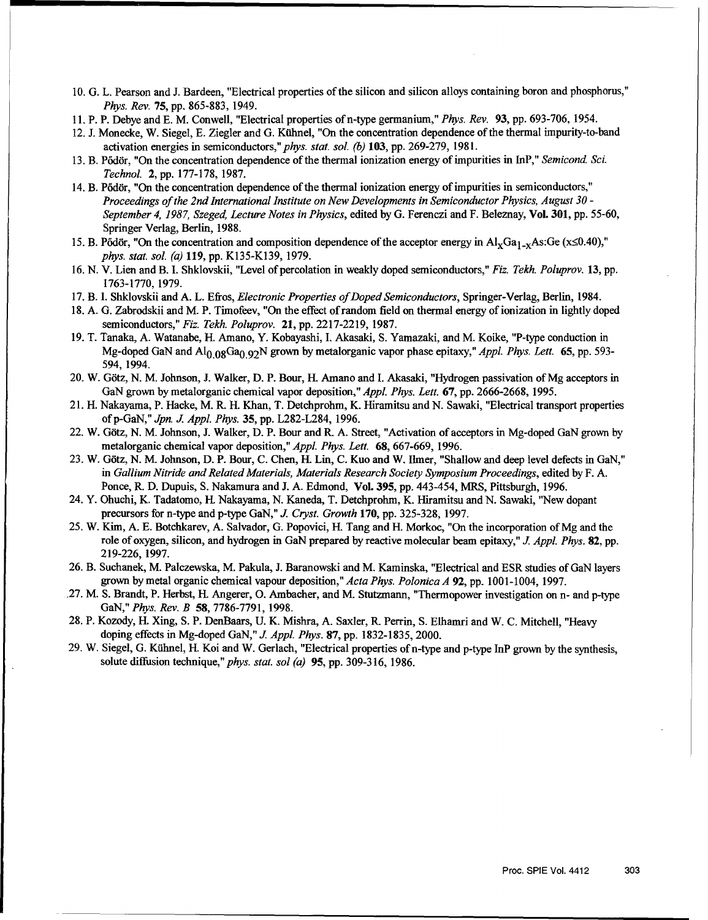10. G. L. Pearson and J. Bardeen, "Electrical properties of the silicon and silicon alloys containing boron and phosphorus," *Phys. Rev.* **75**, pp. 865-883, 1949.
11. P. P. Debye and E. M. Conwell, "Electrical properties of n-type germanium," *Phys. Rev.* **93**, pp. 693-706, 1954.
12. J. Monecke, W. Siegel, E. Ziegler and G. Kühnel, "On the concentration dependence of the thermal impurity-to-band activation energies in semiconductors," *phys. stat. sol. (b)* **103**, pp. 269-279, 1981.
13. B. Pődör, "On the concentration dependence of the thermal ionization energy of impurities in InP," *Semicond. Sci. Technol.* **2**, pp. 177-178, 1987.
14. B. Pődör, "On the concentration dependence of the thermal ionization energy of impurities in semiconductors," *Proceedings of the 2nd International Institute on New Developments in Semiconductor Physics, August 30 - September 4, 1987, Szeged, Lecture Notes in Physics*, edited by G. Ferenczi and F. Beleznay, **Vol. 301**, pp. 55-60, Springer Verlag, Berlin, 1988.
15. B. Pődör, "On the concentration and composition dependence of the acceptor energy in $Al_xGa_{1-x}As$:Ge ($x \leq 0.40$)," *phys. stat. sol. (a)* **119**, pp. K135-K139, 1979.
16. N. V. Lien and B. I. Shklovskii, "Level of percolation in weakly doped semiconductors," *Fiz. Tekh. Poluprov.* **13**, pp. 1763-1770, 1979.
17. B. I. Shklovskii and A. L. Efros, *Electronic Properties of Doped Semiconductors*, Springer-Verlag, Berlin, 1984.
18. A. G. Zabrodskii and M. P. Timofeev, "On the effect of random field on thermal energy of ionization in lightly doped semiconductors," *Fiz. Tekh. Poluprov.* **21**, pp. 2217-2219, 1987.
19. T. Tanaka, A. Watanabe, H. Amano, Y. Kobayashi, I. Akasaki, S. Yamazaki, and M. Koike, "P-type conduction in Mg-doped GaN and $Al_{0.08}Ga_{0.92}N$ grown by metalorganic vapor phase epitaxy," *Appl. Phys. Lett.* **65**, pp. 593-594, 1994.
20. W. Götz, N. M. Johnson, J. Walker, D. P. Bour, H. Amano and I. Akasaki, "Hydrogen passivation of Mg acceptors in GaN grown by metalorganic chemical vapor deposition," *Appl. Phys. Lett.* **67**, pp. 2666-2668, 1995.
21. H. Nakayama, P. Hacke, M. R. H. Khan, T. Detchprohm, K. Hiramitsu and N. Sawaki, "Electrical transport properties of p-GaN," *Jpn. J. Appl. Phys.* **35**, pp. L282-L284, 1996.
22. W. Götz, N. M. Johnson, J. Walker, D. P. Bour and R. A. Street, "Activation of acceptors in Mg-doped GaN grown by metalorganic chemical vapor deposition," *Appl. Phys. Lett.* **68**, 667-669, 1996.
23. W. Götz, N. M. Johnson, D. P. Bour, C. Chen, H. Lin, C. Kuo and W. Ilmer, "Shallow and deep level defects in GaN," in *Gallium Nitride and Related Materials, Materials Research Society Symposium Proceedings*, edited by F. A. Ponce, R. D. Dupuis, S. Nakamura and J. A. Edmond, **Vol. 395**, pp. 443-454, MRS, Pittsburgh, 1996.
24. Y. Ohuchi, K. Tadatomo, H. Nakayama, N. Kaneda, T. Detchprohm, K. Hiramitsu and N. Sawaki, "New dopant precursors for n-type and p-type GaN," *J. Cryst. Growth* **170**, pp. 325-328, 1997.
25. W. Kim, A. E. Botchkarev, A. Salvador, G. Popovici, H. Tang and H. Morkoc, "On the incorporation of Mg and the role of oxygen, silicon, and hydrogen in GaN prepared by reactive molecular beam epitaxy," *J. Appl. Phys.* **82**, pp. 219-226, 1997.
26. B. Suchanek, M. Palczewska, M. Pakula, J. Baranowski and M. Kaminska, "Electrical and ESR studies of GaN layers grown by metal organic chemical vapour deposition," *Acta Phys. Polonica A* **92**, pp. 1001-1004, 1997.
27. M. S. Brandt, P. Herbst, H. Angerer, O. Ambacher, and M. Stutzmann, "Thermopower investigation on n- and p-type GaN," *Phys. Rev. B* **58**, 7786-7791, 1998.
28. P. Kozody, H. Xing, S. P. DenBaars, U. K. Mishra, A. Saxler, R. Perrin, S. Elhamri and W. C. Mitchell, "Heavy doping effects in Mg-doped GaN," *J. Appl. Phys.* **87**, pp. 1832-1835, 2000.
29. W. Siegel, G. Kühnel, H. Koi and W. Gerlach, "Electrical properties of n-type and p-type InP grown by the synthesis, solute diffusion technique," *phys. stat. sol (a)* **95**, pp. 309-316, 1986.